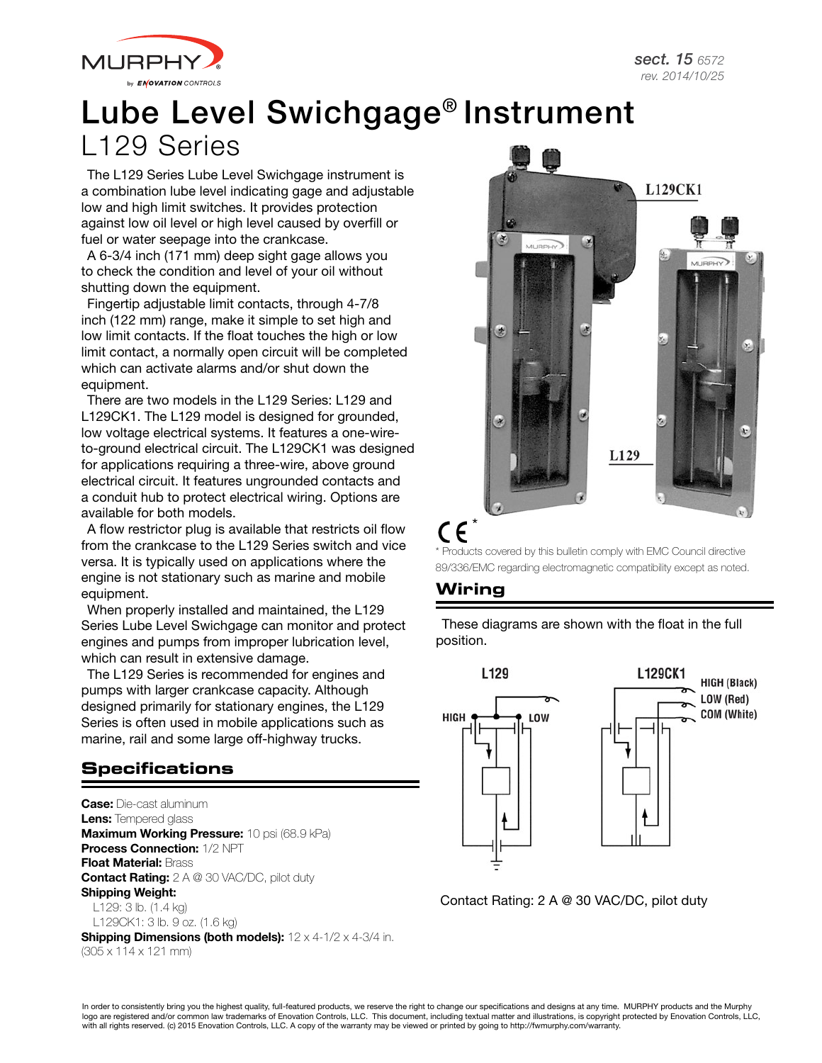sect. 15 6572
rev. 2014/10/25

# Lube Level Swichgage® Instrument

## L129 Series

The L129 Series Lube Level Swichgage instrument is a combination lube level indicating gage and adjustable low and high limit switches. It provides protection against low oil level or high level caused by overfill or fuel or water seepage into the crankcase.

A 6-3/4 inch (171 mm) deep sight gage allows you to check the condition and level of your oil without shutting down the equipment.

Fingertip adjustable limit contacts, through 4-7/8 inch (122 mm) range, make it simple to set high and low limit contacts. If the float touches the high or low limit contact, a normally open circuit will be completed which can activate alarms and/or shut down the equipment.

There are two models in the L129 Series: L129 and L129CK1. The L129 model is designed for grounded, low voltage electrical systems. It features a one-wire-to-ground electrical circuit. The L129CK1 was designed for applications requiring a three-wire, above ground electrical circuit. It features ungrounded contacts and a conduit hub to protect electrical wiring. Options are available for both models.

A flow restrictor plug is available that restricts oil flow from the crankcase to the L129 Series switch and vice versa. It is typically used on applications where the engine is not stationary such as marine and mobile equipment.

When properly installed and maintained, the L129 Series Lube Level Swichgage can monitor and protect engines and pumps from improper lubrication level, which can result in extensive damage.

The L129 Series is recommended for engines and pumps with larger crankcase capacity. Although designed primarily for stationary engines, the L129 Series is often used in mobile applications such as marine, rail and some large off-highway trucks.

L129CK1

L129

CE*

\* Products covered by this bulletin comply with EMC Council directive 89/336/EMC regarding electromagnetic compatibility except as noted.

## Specifications

**Case:** Die-cast aluminum
**Lens:** Tempered glass
**Maximum Working Pressure:** 10 psi (68.9 kPa)
**Process Connection:** 1/2 NPT
**Float Material:** Brass
**Contact Rating:** 2 A @ 30 VAC/DC, pilot duty
**Shipping Weight:**
L129: 3 lb. (1.4 kg)
L129CK1: 3 lb. 9 oz. (1.6 kg)
**Shipping Dimensions (both models):** 12 x 4-1/2 x 4-3/4 in. (305 x 114 x 121 mm)

## Wiring

These diagrams are shown with the float in the full position.

L129: HIGH, LOW

L129CK1: HIGH (Black), LOW (Red), COM (White)

Contact Rating: 2 A @ 30 VAC/DC, pilot duty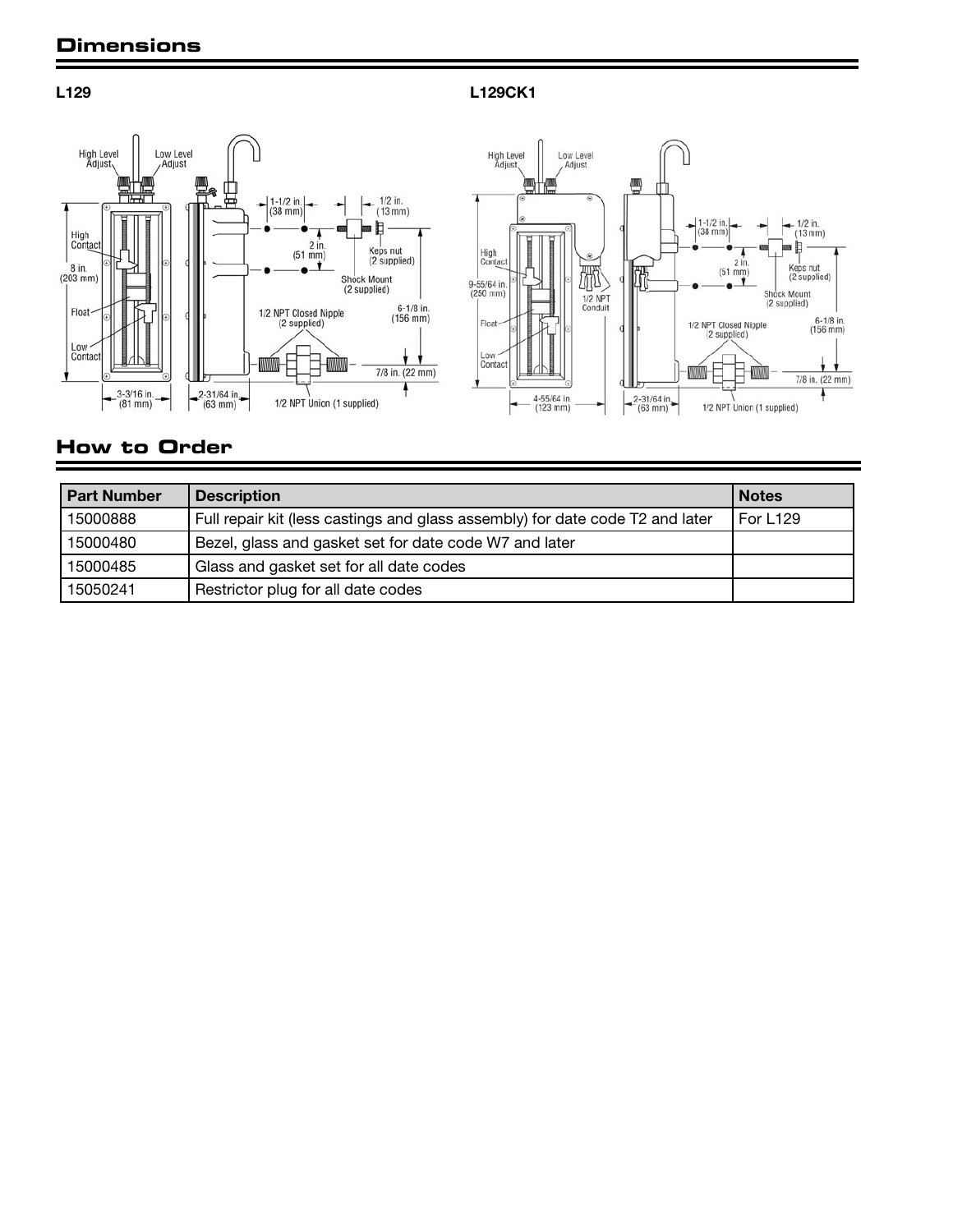## Dimensions

**L129**

High Level Adjust
Low Level Adjust
High Contact
8 in. (203 mm)
Float
Low Contact
3-3/16 in. (81 mm)
2-31/64 in. (63 mm)
1-1/2 in. (38 mm)
1/2 in. (13 mm)
2 in. (51 mm)
Keps nut (2 supplied)
Shock Mount (2 supplied)
1/2 NPT Closed Nipple (2 supplied)
6-1/8 in. (156 mm)
7/8 in. (22 mm)
1/2 NPT Union (1 supplied)

**L129CK1**

High Level Adjust
Low Level Adjust
High Contact
9-55/64 in. (250 mm)
Float
Low Contact
1/2 NPT Conduit
4-55/64 in. (123 mm)
2-31/64 in. (63 mm)
1-1/2 in. (38 mm)
1/2 in. (13 mm)
2 in. (51 mm)
Keps nut (2 supplied)
Shock Mount (2 supplied)
1/2 NPT Closed Nipple (2 supplied)
6-1/8 in. (156 mm)
7/8 in. (22 mm)
1/2 NPT Union (1 supplied)

## How to Order

| Part Number | Description | Notes |
|---|---|---|
| 15000888 | Full repair kit (less castings and glass assembly) for date code T2 and later | For L129 |
| 15000480 | Bezel, glass and gasket set for date code W7 and later | |
| 15000485 | Glass and gasket set for all date codes | |
| 15050241 | Restrictor plug for all date codes | |